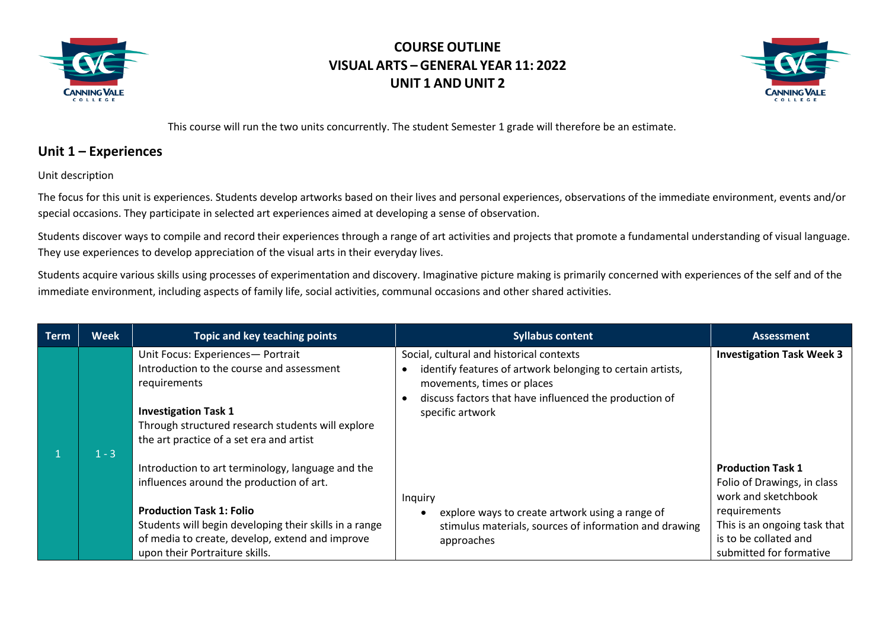# COURSE OUTLINE
# VISUAL ARTS – GENERAL YEAR 11: 2022
# UNIT 1 AND UNIT 2

This course will run the two units concurrently. The student Semester 1 grade will therefore be an estimate.

## Unit 1 – Experiences

Unit description

The focus for this unit is experiences. Students develop artworks based on their lives and personal experiences, observations of the immediate environment, events and/or special occasions. They participate in selected art experiences aimed at developing a sense of observation.

Students discover ways to compile and record their experiences through a range of art activities and projects that promote a fundamental understanding of visual language. They use experiences to develop appreciation of the visual arts in their everyday lives.

Students acquire various skills using processes of experimentation and discovery. Imaginative picture making is primarily concerned with experiences of the self and of the immediate environment, including aspects of family life, social activities, communal occasions and other shared activities.

| Term | Week | Topic and key teaching points | Syllabus content | Assessment |
|---|---|---|---|---|
| 1 | 1 - 3 | Unit Focus: Experiences— Portrait<br>Introduction to the course and assessment requirements<br><br>**Investigation Task 1**<br>Through structured research students will explore the art practice of a set era and artist<br><br>Introduction to art terminology, language and the influences around the production of art.<br><br>**Production Task 1: Folio**<br>Students will begin developing their skills in a range of media to create, develop, extend and improve upon their Portraiture skills. | Social, cultural and historical contexts<br>• identify features of artwork belonging to certain artists, movements, times or places<br>• discuss factors that have influenced the production of specific artwork<br><br>Inquiry<br>• explore ways to create artwork using a range of stimulus materials, sources of information and drawing approaches | **Investigation Task Week 3**<br><br>**Production Task 1**<br>Folio of Drawings, in class work and sketchbook requirements<br>This is an ongoing task that is to be collated and submitted for formative |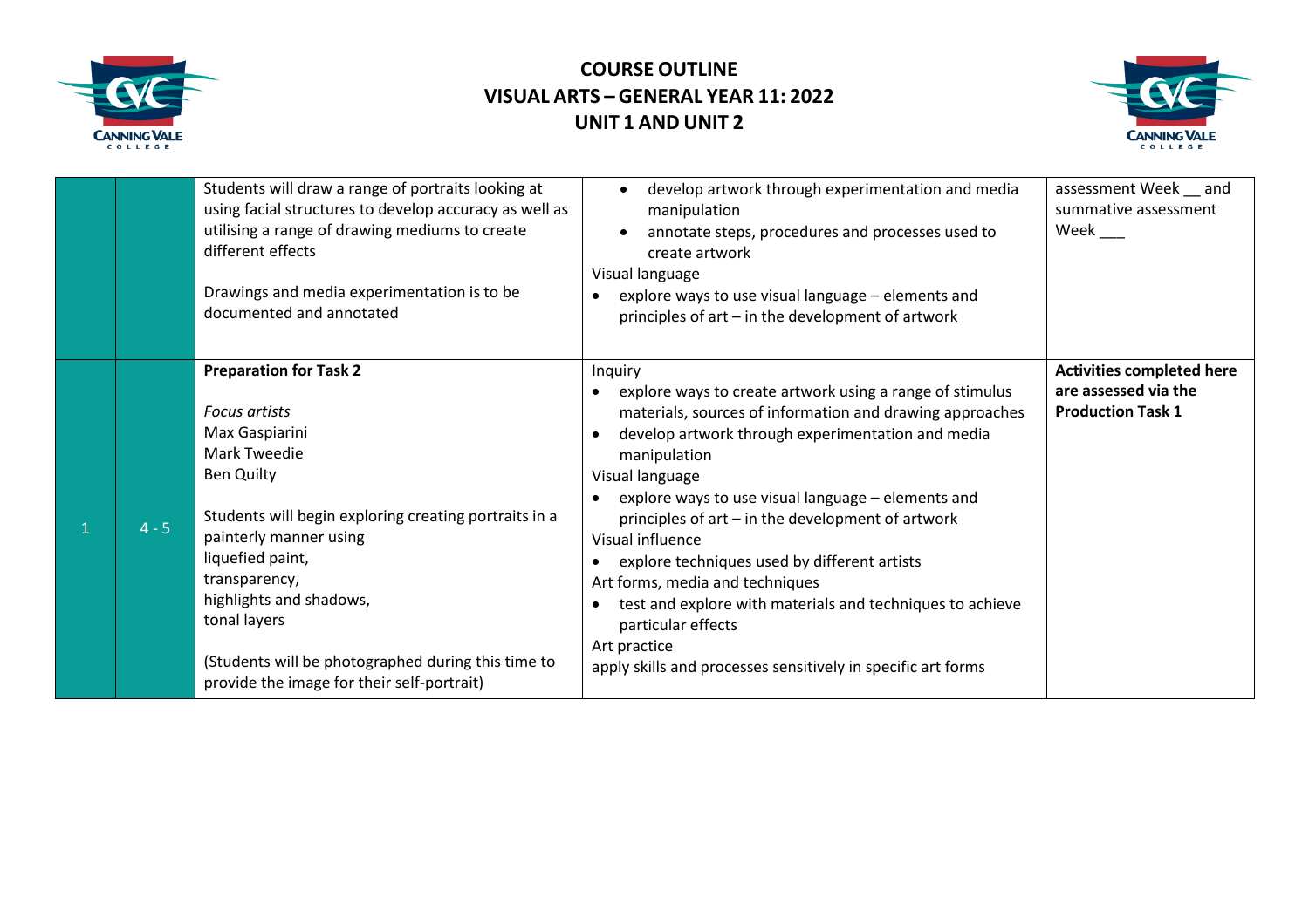# COURSE OUTLINE
# VISUAL ARTS – GENERAL YEAR 11: 2022
# UNIT 1 AND UNIT 2

| | | | | |
|---|---|---|---|---|
| | | Students will draw a range of portraits looking at using facial structures to develop accuracy as well as utilising a range of drawing mediums to create different effects<br><br>Drawings and media experimentation is to be documented and annotated | • develop artwork through experimentation and media manipulation<br>• annotate steps, procedures and processes used to create artwork<br>Visual language<br>• explore ways to use visual language – elements and principles of art – in the development of artwork | assessment Week __ and summative assessment Week ___ |
| 1 | 4 - 5 | **Preparation for Task 2**<br><br>*Focus artists*<br>Max Gaspiarini<br>Mark Tweedie<br>Ben Quilty<br><br>Students will begin exploring creating portraits in a painterly manner using<br>liquefied paint,<br>transparency,<br>highlights and shadows,<br>tonal layers<br><br>(Students will be photographed during this time to provide the image for their self-portrait) | Inquiry<br>• explore ways to create artwork using a range of stimulus materials, sources of information and drawing approaches<br>• develop artwork through experimentation and media manipulation<br>Visual language<br>• explore ways to use visual language – elements and principles of art – in the development of artwork<br>Visual influence<br>• explore techniques used by different artists<br>Art forms, media and techniques<br>• test and explore with materials and techniques to achieve particular effects<br>Art practice<br>apply skills and processes sensitively in specific art forms | **Activities completed here are assessed via the Production Task 1** |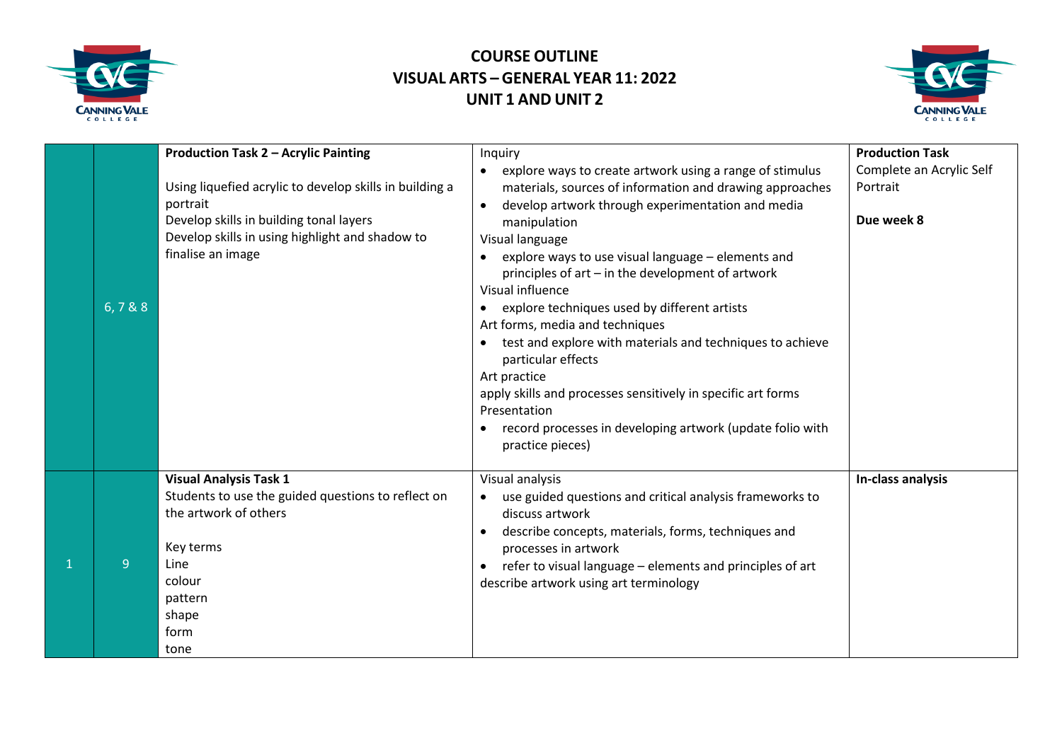# COURSE OUTLINE
# VISUAL ARTS – GENERAL YEAR 11: 2022
# UNIT 1 AND UNIT 2

| | | | | |
|---|---|---|---|---|
| | 6, 7 & 8 | **Production Task 2 – Acrylic Painting**<br><br>Using liquefied acrylic to develop skills in building a portrait<br>Develop skills in building tonal layers<br>Develop skills in using highlight and shadow to finalise an image | Inquiry<br>• explore ways to create artwork using a range of stimulus materials, sources of information and drawing approaches<br>• develop artwork through experimentation and media manipulation<br>Visual language<br>• explore ways to use visual language – elements and principles of art – in the development of artwork<br>Visual influence<br>• explore techniques used by different artists<br>Art forms, media and techniques<br>• test and explore with materials and techniques to achieve particular effects<br>Art practice<br>apply skills and processes sensitively in specific art forms<br>Presentation<br>• record processes in developing artwork (update folio with practice pieces) | **Production Task**<br>Complete an Acrylic Self Portrait<br><br>**Due week 8** |
| 1 | 9 | **Visual Analysis Task 1**<br>Students to use the guided questions to reflect on the artwork of others<br><br>Key terms<br>Line<br>colour<br>pattern<br>shape<br>form<br>tone | Visual analysis<br>• use guided questions and critical analysis frameworks to discuss artwork<br>• describe concepts, materials, forms, techniques and processes in artwork<br>• refer to visual language – elements and principles of art<br>describe artwork using art terminology | **In-class analysis** |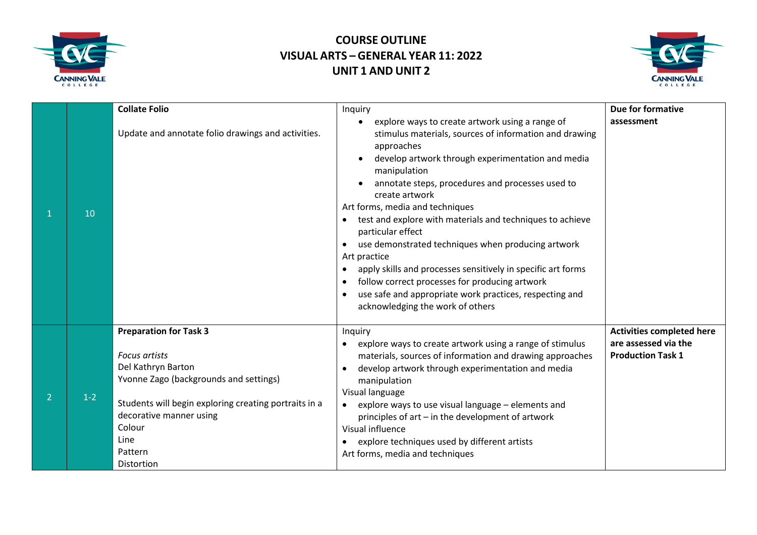# COURSE OUTLINE
# VISUAL ARTS – GENERAL YEAR 11: 2022
# UNIT 1 AND UNIT 2

| | | | | |
|---|---|---|---|---|
| 1 | 10 | **Collate Folio**<br><br>Update and annotate folio drawings and activities. | Inquiry<br>• explore ways to create artwork using a range of stimulus materials, sources of information and drawing approaches<br>• develop artwork through experimentation and media manipulation<br>• annotate steps, procedures and processes used to create artwork<br>Art forms, media and techniques<br>• test and explore with materials and techniques to achieve particular effect<br>• use demonstrated techniques when producing artwork<br>Art practice<br>• apply skills and processes sensitively in specific art forms<br>• follow correct processes for producing artwork<br>• use safe and appropriate work practices, respecting and acknowledging the work of others | **Due for formative assessment** |
| 2 | 1-2 | **Preparation for Task 3**<br><br>*Focus artists*<br>Del Kathryn Barton<br>Yvonne Zago (backgrounds and settings)<br><br>Students will begin exploring creating portraits in a decorative manner using<br>Colour<br>Line<br>Pattern<br>Distortion | Inquiry<br>• explore ways to create artwork using a range of stimulus materials, sources of information and drawing approaches<br>• develop artwork through experimentation and media manipulation<br>Visual language<br>• explore ways to use visual language – elements and principles of art – in the development of artwork<br>Visual influence<br>• explore techniques used by different artists<br>Art forms, media and techniques | **Activities completed here are assessed via the Production Task 1** |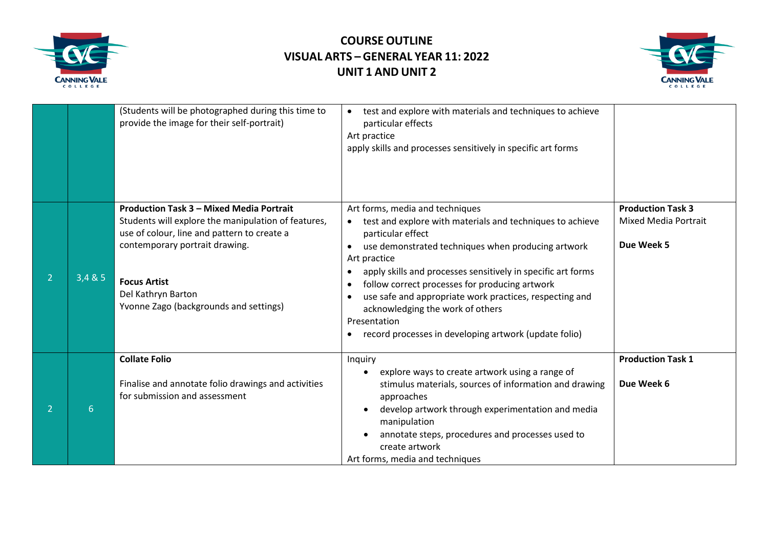| | | | | |
|---|---|---|---|---|
| | | (Students will be photographed during this time to provide the image for their self-portrait) | • test and explore with materials and techniques to achieve particular effects<br>Art practice<br>apply skills and processes sensitively in specific art forms | |
| 2 | 3,4 & 5 | **Production Task 3 – Mixed Media Portrait**<br>Students will explore the manipulation of features, use of colour, line and pattern to create a contemporary portrait drawing.<br><br>**Focus Artist**<br>Del Kathryn Barton<br>Yvonne Zago (backgrounds and settings) | Art forms, media and techniques<br>• test and explore with materials and techniques to achieve particular effect<br>• use demonstrated techniques when producing artwork<br>Art practice<br>• apply skills and processes sensitively in specific art forms<br>• follow correct processes for producing artwork<br>• use safe and appropriate work practices, respecting and acknowledging the work of others<br>Presentation<br>• record processes in developing artwork (update folio) | **Production Task 3**<br>Mixed Media Portrait<br><br>**Due Week 5** |
| 2 | 6 | **Collate Folio**<br><br>Finalise and annotate folio drawings and activities for submission and assessment | Inquiry<br>• explore ways to create artwork using a range of stimulus materials, sources of information and drawing approaches<br>• develop artwork through experimentation and media manipulation<br>• annotate steps, procedures and processes used to create artwork<br>Art forms, media and techniques | **Production Task 1**<br><br>**Due Week 6** |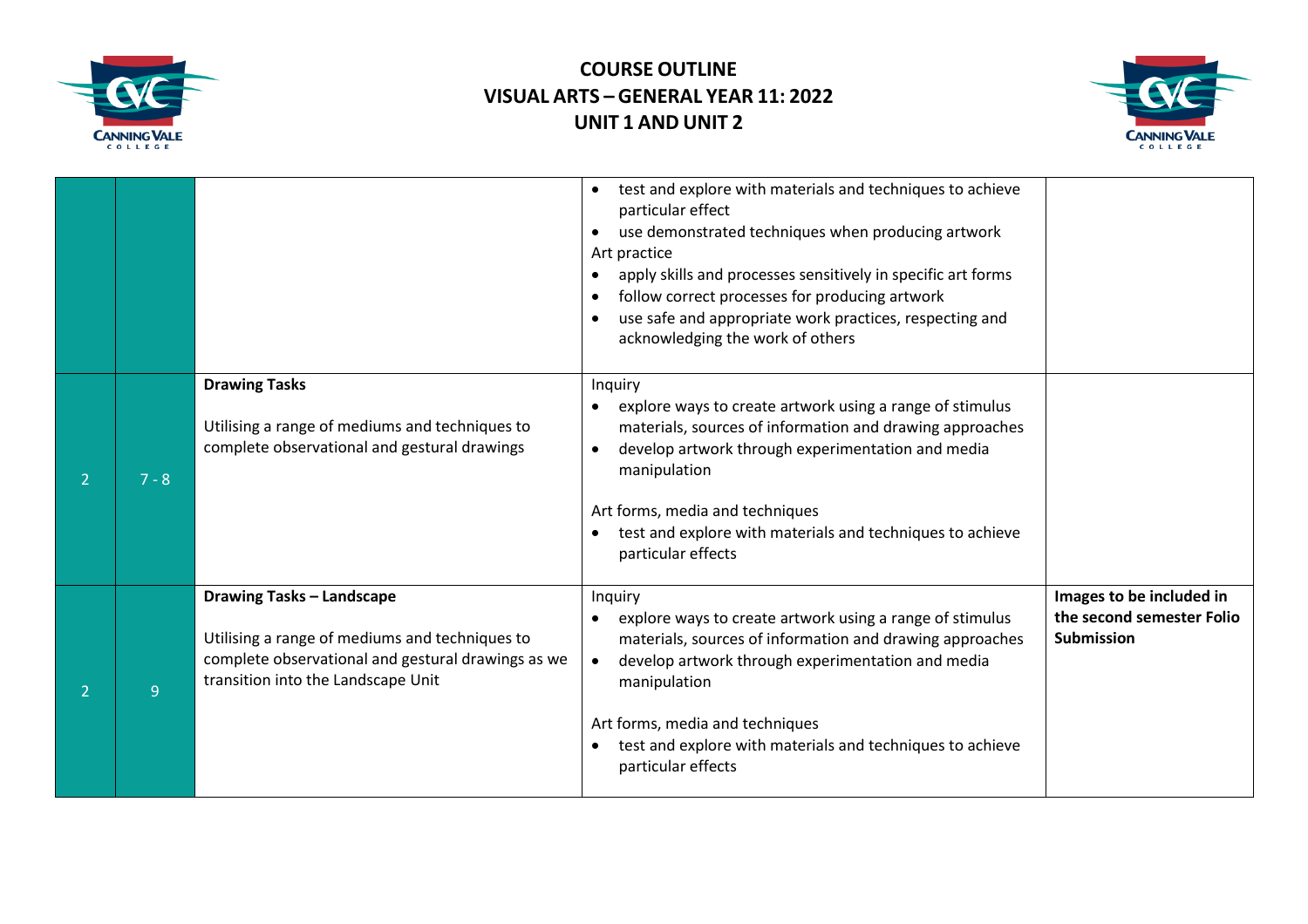# COURSE OUTLINE
## VISUAL ARTS – GENERAL YEAR 11: 2022
## UNIT 1 AND UNIT 2

| | | | | |
|---|---|---|---|---|
| | | | • test and explore with materials and techniques to achieve particular effect<br>• use demonstrated techniques when producing artwork<br>Art practice<br>• apply skills and processes sensitively in specific art forms<br>• follow correct processes for producing artwork<br>• use safe and appropriate work practices, respecting and acknowledging the work of others | |
| 2 | 7 - 8 | **Drawing Tasks**<br><br>Utilising a range of mediums and techniques to complete observational and gestural drawings | Inquiry<br>• explore ways to create artwork using a range of stimulus materials, sources of information and drawing approaches<br>• develop artwork through experimentation and media manipulation<br><br>Art forms, media and techniques<br>• test and explore with materials and techniques to achieve particular effects | |
| 2 | 9 | **Drawing Tasks – Landscape**<br><br>Utilising a range of mediums and techniques to complete observational and gestural drawings as we transition into the Landscape Unit | Inquiry<br>• explore ways to create artwork using a range of stimulus materials, sources of information and drawing approaches<br>• develop artwork through experimentation and media manipulation<br><br>Art forms, media and techniques<br>• test and explore with materials and techniques to achieve particular effects | **Images to be included in the second semester Folio Submission** |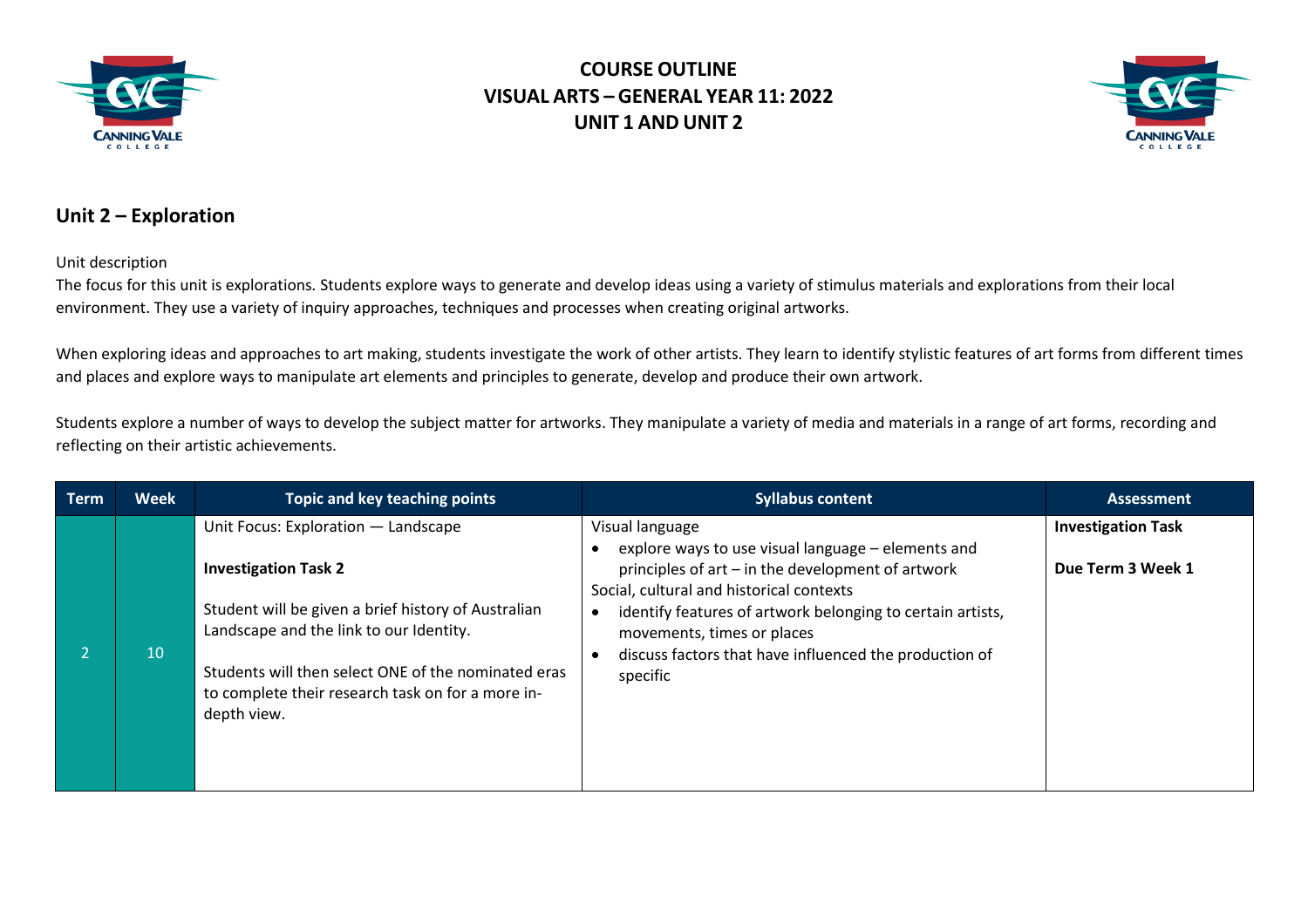# COURSE OUTLINE
# VISUAL ARTS – GENERAL YEAR 11: 2022
# UNIT 1 AND UNIT 2

## Unit 2 – Exploration

Unit description

The focus for this unit is explorations. Students explore ways to generate and develop ideas using a variety of stimulus materials and explorations from their local environment. They use a variety of inquiry approaches, techniques and processes when creating original artworks.

When exploring ideas and approaches to art making, students investigate the work of other artists. They learn to identify stylistic features of art forms from different times and places and explore ways to manipulate art elements and principles to generate, develop and produce their own artwork.

Students explore a number of ways to develop the subject matter for artworks. They manipulate a variety of media and materials in a range of art forms, recording and reflecting on their artistic achievements.

| Term | Week | Topic and key teaching points | Syllabus content | Assessment |
|---|---|---|---|---|
| 2 | 10 | Unit Focus: Exploration — Landscape<br><br>**Investigation Task 2**<br><br>Student will be given a brief history of Australian Landscape and the link to our Identity.<br><br>Students will then select ONE of the nominated eras to complete their research task on for a more in-depth view. | Visual language<br>• explore ways to use visual language – elements and principles of art – in the development of artwork<br>Social, cultural and historical contexts<br>• identify features of artwork belonging to certain artists, movements, times or places<br>• discuss factors that have influenced the production of specific | **Investigation Task**<br><br>**Due Term 3 Week 1** |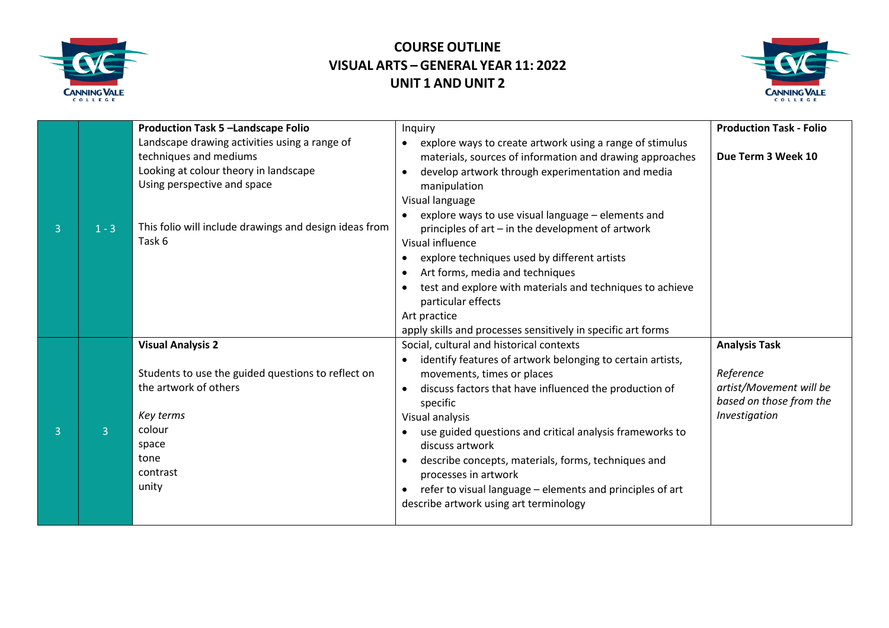# COURSE OUTLINE
## VISUAL ARTS – GENERAL YEAR 11: 2022
## UNIT 1 AND UNIT 2

| | | | | |
|---|---|---|---|---|
| 3 | 1 - 3 | **Production Task 5 –Landscape Folio**<br>Landscape drawing activities using a range of techniques and mediums<br>Looking at colour theory in landscape<br>Using perspective and space<br><br>This folio will include drawings and design ideas from Task 6 | Inquiry<br>• explore ways to create artwork using a range of stimulus materials, sources of information and drawing approaches<br>• develop artwork through experimentation and media manipulation<br>Visual language<br>• explore ways to use visual language – elements and principles of art – in the development of artwork<br>Visual influence<br>• explore techniques used by different artists<br>• Art forms, media and techniques<br>• test and explore with materials and techniques to achieve particular effects<br>Art practice<br>apply skills and processes sensitively in specific art forms | **Production Task - Folio**<br><br>**Due Term 3 Week 10** |
| 3 | 3 | **Visual Analysis 2**<br><br>Students to use the guided questions to reflect on the artwork of others<br><br>*Key terms*<br>colour<br>space<br>tone<br>contrast<br>unity | Social, cultural and historical contexts<br>• identify features of artwork belonging to certain artists, movements, times or places<br>• discuss factors that have influenced the production of specific<br>Visual analysis<br>• use guided questions and critical analysis frameworks to discuss artwork<br>• describe concepts, materials, forms, techniques and processes in artwork<br>• refer to visual language – elements and principles of art<br>describe artwork using art terminology | **Analysis Task**<br><br>*Reference artist/Movement will be based on those from the Investigation* |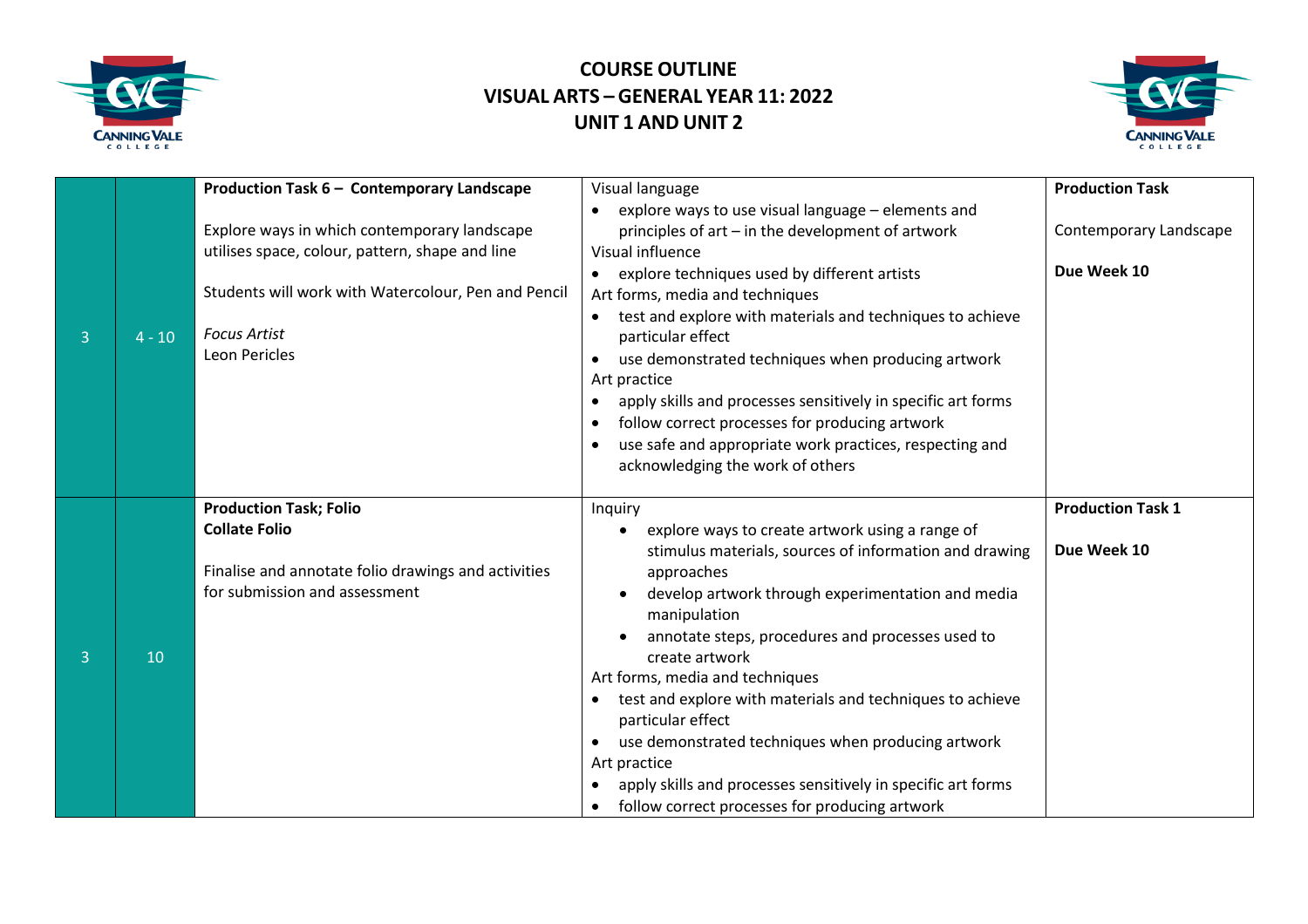# COURSE OUTLINE
# VISUAL ARTS – GENERAL YEAR 11: 2022
# UNIT 1 AND UNIT 2

| | | | | |
|---|---|---|---|---|
| 3 | 4 - 10 | **Production Task 6 – Contemporary Landscape**<br><br>Explore ways in which contemporary landscape utilises space, colour, pattern, shape and line<br><br>Students will work with Watercolour, Pen and Pencil<br><br>*Focus Artist*<br>Leon Pericles | Visual language<br>• explore ways to use visual language – elements and principles of art – in the development of artwork<br>Visual influence<br>• explore techniques used by different artists<br>Art forms, media and techniques<br>• test and explore with materials and techniques to achieve particular effect<br>• use demonstrated techniques when producing artwork<br>Art practice<br>• apply skills and processes sensitively in specific art forms<br>• follow correct processes for producing artwork<br>• use safe and appropriate work practices, respecting and acknowledging the work of others | **Production Task**<br><br>Contemporary Landscape<br><br>**Due Week 10** |
| 3 | 10 | **Production Task; Folio**<br>**Collate Folio**<br><br>Finalise and annotate folio drawings and activities for submission and assessment | Inquiry<br>• explore ways to create artwork using a range of stimulus materials, sources of information and drawing approaches<br>• develop artwork through experimentation and media manipulation<br>• annotate steps, procedures and processes used to create artwork<br>Art forms, media and techniques<br>• test and explore with materials and techniques to achieve particular effect<br>• use demonstrated techniques when producing artwork<br>Art practice<br>• apply skills and processes sensitively in specific art forms<br>• follow correct processes for producing artwork | **Production Task 1**<br><br>**Due Week 10** |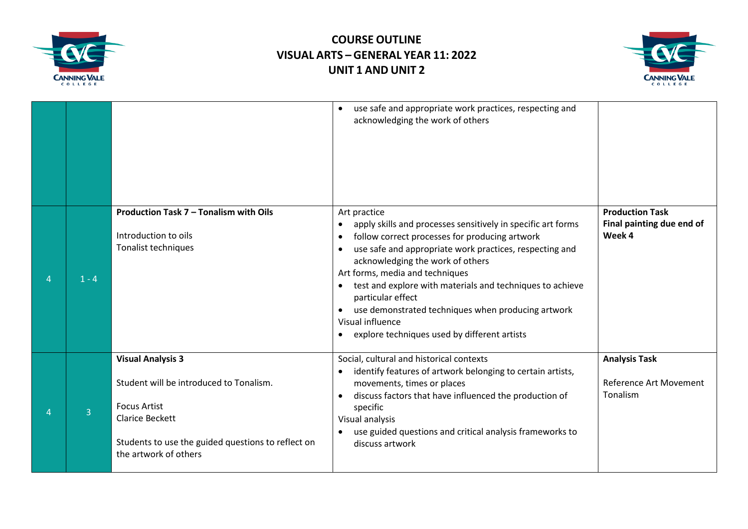# COURSE OUTLINE
# VISUAL ARTS – GENERAL YEAR 11: 2022
# UNIT 1 AND UNIT 2

| | | | | |
|---|---|---|---|---|
| | | | • use safe and appropriate work practices, respecting and acknowledging the work of others | |
| 4 | 1 - 4 | **Production Task 7 – Tonalism with Oils**<br><br>Introduction to oils<br>Tonalist techniques | Art practice<br>• apply skills and processes sensitively in specific art forms<br>• follow correct processes for producing artwork<br>• use safe and appropriate work practices, respecting and acknowledging the work of others<br>Art forms, media and techniques<br>• test and explore with materials and techniques to achieve particular effect<br>• use demonstrated techniques when producing artwork<br>Visual influence<br>• explore techniques used by different artists | **Production Task**<br>**Final painting due end of Week 4** |
| 4 | 3 | **Visual Analysis 3**<br><br>Student will be introduced to Tonalism.<br><br>Focus Artist<br>Clarice Beckett<br><br>Students to use the guided questions to reflect on the artwork of others | Social, cultural and historical contexts<br>• identify features of artwork belonging to certain artists, movements, times or places<br>• discuss factors that have influenced the production of specific<br>Visual analysis<br>• use guided questions and critical analysis frameworks to discuss artwork | **Analysis Task**<br><br>Reference Art Movement Tonalism |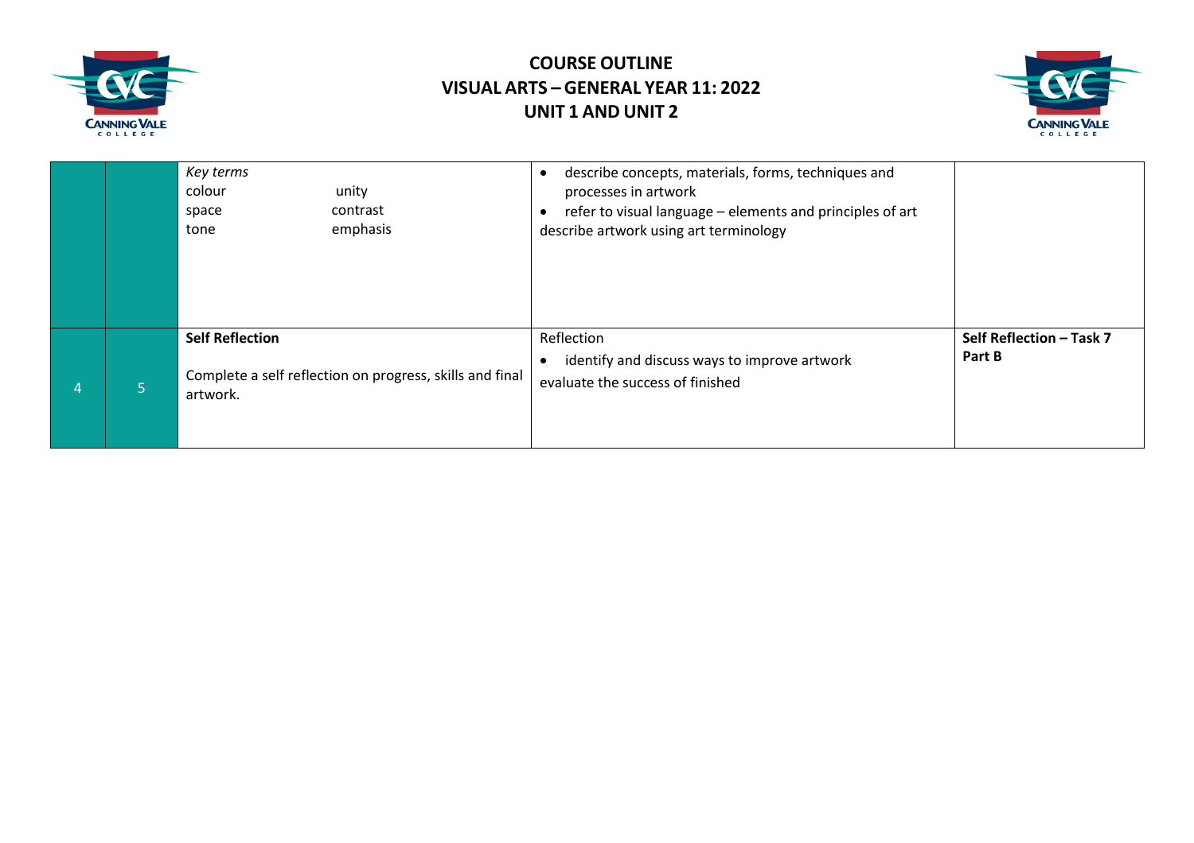| | | | | |
|---|---|---|---|---|
| | | *Key terms*<br>colour unity<br>space contrast<br>tone emphasis | • describe concepts, materials, forms, techniques and processes in artwork<br>• refer to visual language – elements and principles of art<br>describe artwork using art terminology | |
| 4 | 5 | **Self Reflection**<br><br>Complete a self reflection on progress, skills and final artwork. | Reflection<br>• identify and discuss ways to improve artwork<br>evaluate the success of finished | **Self Reflection – Task 7 Part B** |